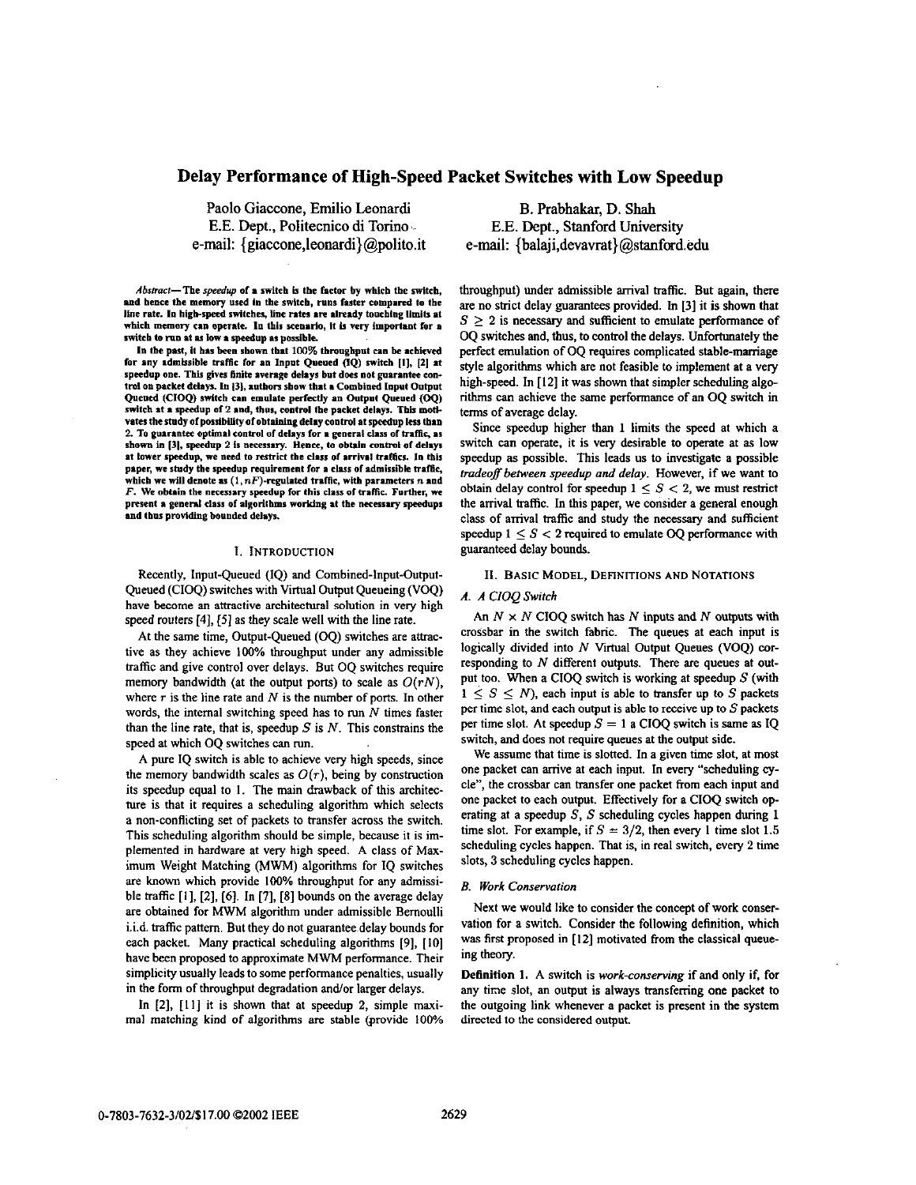# Delay Performance of High-Speed Packet Switches with Low Speedup

Paolo Giaccone, Emilio Leonardi
E.E. Dept., Politecnico di Torino
e-mail: {giaccone,leonardi}@polito.it

B. Prabhakar, D. Shah
E.E. Dept., Stanford University
e-mail: {balaji,devavrat}@stanford.edu

***Abstract*—The *speedup* of a switch is the factor by which the switch, and hence the memory used in the switch, runs faster compared to the line rate. In high-speed switches, line rates are already touching limits at which memory can operate. In this scenario, it is very important for a switch to run at as low a speedup as possible.**

**In the past, it has been shown that 100% throughput can be achieved for any admissible traffic for an Input Queued (IQ) switch [1], [2] at speedup one. This gives finite average delays but does not guarantee control on packet delays. In [3], authors show that a Combined Input Output Queued (CIOQ) switch can emulate perfectly an Output Queued (OQ) switch at a speedup of 2 and, thus, control the packet delays. This motivates the study of possibility of obtaining delay control at speedup less than 2. To guarantee optimal control of delays for a general class of traffic, as shown in [3], speedup 2 is necessary. Hence, to obtain control of delays at lower speedup, we need to restrict the class of arrival traffics. In this paper, we study the speedup requirement for a class of admissible traffic, which we will denote as $(1, nF)$-regulated traffic, with parameters $n$ and $F$. We obtain the necessary speedup for this class of traffic. Further, we present a general class of algorithms working at the necessary speedups and thus providing bounded delays.**

## I. Introduction

Recently, Input-Queued (IQ) and Combined-Input-Output-Queued (CIOQ) switches with Virtual Output Queueing (VOQ) have become an attractive architectural solution in very high speed routers [4], [5] as they scale well with the line rate.

At the same time, Output-Queued (OQ) switches are attractive as they achieve 100% throughput under any admissible traffic and give control over delays. But OQ switches require memory bandwidth (at the output ports) to scale as $O(rN)$, where $r$ is the line rate and $N$ is the number of ports. In other words, the internal switching speed has to run $N$ times faster than the line rate, that is, speedup $S$ is $N$. This constrains the speed at which OQ switches can run.

A pure IQ switch is able to achieve very high speeds, since the memory bandwidth scales as $O(r)$, being by construction its speedup equal to 1. The main drawback of this architecture is that it requires a scheduling algorithm which selects a non-conflicting set of packets to transfer across the switch. This scheduling algorithm should be simple, because it is implemented in hardware at very high speed. A class of Maximum Weight Matching (MWM) algorithms for IQ switches are known which provide 100% throughput for any admissible traffic [1], [2], [6]. In [7], [8] bounds on the average delay are obtained for MWM algorithm under admissible Bernoulli i.i.d. traffic pattern. But they do not guarantee delay bounds for each packet. Many practical scheduling algorithms [9], [10] have been proposed to approximate MWM performance. Their simplicity usually leads to some performance penalties, usually in the form of throughput degradation and/or larger delays.

In [2], [11] it is shown that at speedup 2, simple maximal matching kind of algorithms are stable (provide 100% throughput) under admissible arrival traffic. But again, there are no strict delay guarantees provided. In [3] it is shown that $S \geq 2$ is necessary and sufficient to emulate performance of OQ switches and, thus, to control the delays. Unfortunately the perfect emulation of OQ requires complicated stable-marriage style algorithms which are not feasible to implement at a very high-speed. In [12] it was shown that simpler scheduling algorithms can achieve the same performance of an OQ switch in terms of average delay.

Since speedup higher than 1 limits the speed at which a switch can operate, it is very desirable to operate at as low speedup as possible. This leads us to investigate a possible *tradeoff between speedup and delay*. However, if we want to obtain delay control for speedup $1 \leq S < 2$, we must restrict the arrival traffic. In this paper, we consider a general enough class of arrival traffic and study the necessary and sufficient speedup $1 \leq S < 2$ required to emulate OQ performance with guaranteed delay bounds.

## II. Basic Model, Definitions and Notations

### A. A CIOQ Switch

An $N \times N$ CIOQ switch has $N$ inputs and $N$ outputs with crossbar in the switch fabric. The queues at each input is logically divided into $N$ Virtual Output Queues (VOQ) corresponding to $N$ different outputs. There are queues at output too. When a CIOQ switch is working at speedup $S$ (with $1 \leq S \leq N$), each input is able to transfer up to $S$ packets per time slot, and each output is able to receive up to $S$ packets per time slot. At speedup $S = 1$ a CIOQ switch is same as IQ switch, and does not require queues at the output side.

We assume that time is slotted. In a given time slot, at most one packet can arrive at each input. In every "scheduling cycle", the crossbar can transfer one packet from each input and one packet to each output. Effectively for a CIOQ switch operating at a speedup $S$, $S$ scheduling cycles happen during 1 time slot. For example, if $S = 3/2$, then every 1 time slot 1.5 scheduling cycles happen. That is, in real switch, every 2 time slots, 3 scheduling cycles happen.

### B. Work Conservation

Next we would like to consider the concept of work conservation for a switch. Consider the following definition, which was first proposed in [12] motivated from the classical queueing theory.

**Definition 1.** A switch is *work-conserving* if and only if, for any time slot, an output is always transferring one packet to the outgoing link whenever a packet is present in the system directed to the considered output.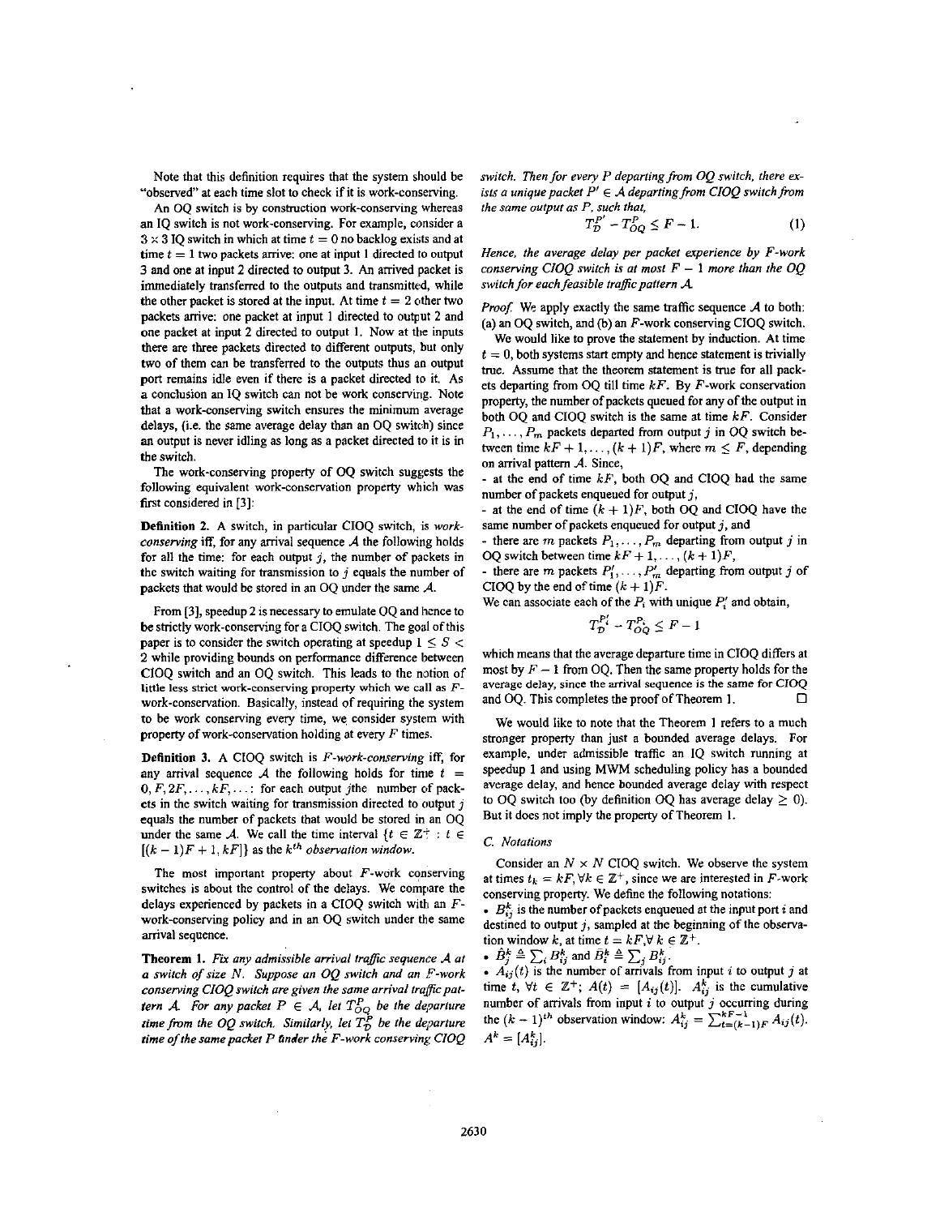Note that this definition requires that the system should be "observed" at each time slot to check if it is work-conserving.

An OQ switch is by construction work-conserving whereas an IQ switch is not work-conserving. For example, consider a $3 \times 3$ IQ switch in which at time $t = 0$ no backlog exists and at time $t = 1$ two packets arrive: one at input 1 directed to output 3 and one at input 2 directed to output 3. An arrived packet is immediately transferred to the outputs and transmitted, while the other packet is stored at the input. At time $t = 2$ other two packets arrive: one packet at input 1 directed to output 2 and one packet at input 2 directed to output 1. Now at the inputs there are three packets directed to different outputs, but only two of them can be transferred to the outputs thus an output port remains idle even if there is a packet directed to it. As a conclusion an IQ switch can not be work conserving. Note that a work-conserving switch ensures the minimum average delays, (i.e. the same average delay than an OQ switch) since an output is never idling as long as a packet directed to it is in the switch.

The work-conserving property of OQ switch suggests the following equivalent work-conservation property which was first considered in [3]:

**Definition 2.** A switch, in particular CIOQ switch, is *work-conserving* iff, for any arrival sequence $\mathcal{A}$ the following holds for all the time: for each output $j$, the number of packets in the switch waiting for transmission to $j$ equals the number of packets that would be stored in an OQ under the same $\mathcal{A}$.

From [3], speedup 2 is necessary to emulate OQ and hence to be strictly work-conserving for a CIOQ switch. The goal of this paper is to consider the switch operating at speedup $1 \leq S < 2$ while providing bounds on performance difference between CIOQ switch and an OQ switch. This leads to the notion of little less strict work-conserving property which we call as $F$-work-conservation. Basically, instead of requiring the system to be work conserving every time, we consider system with property of work-conservation holding at every $F$ times.

**Definition 3.** A CIOQ switch is *$F$-work-conserving* iff, for any arrival sequence $\mathcal{A}$ the following holds for time $t = 0, F, 2F, \ldots, kF, \ldots$: for each output $j$the number of packets in the switch waiting for transmission directed to output $j$ equals the number of packets that would be stored in an OQ under the same $\mathcal{A}$. We call the time interval $\{t \in \mathbb{Z}^+ : t \in [(k-1)F + 1, kF]\}$ as the $k^{th}$ *observation window*.

The most important property about $F$-work conserving switches is about the control of the delays. We compare the delays experienced by packets in a CIOQ switch with an $F$-work-conserving policy and in an OQ switch under the same arrival sequence.

**Theorem 1.** *Fix any admissible arrival traffic sequence $\mathcal{A}$ at a switch of size $N$. Suppose an OQ switch and an $F$-work conserving CIOQ switch are given the same arrival traffic pattern $\mathcal{A}$. For any packet $P \in \mathcal{A}$, let $T^P_{OQ}$ be the departure time from the OQ switch. Similarly, let $T^P_{\mathcal{D}}$ be the departure time of the same packet $P$ under the $F$-work conserving CIOQ switch. Then for every $P$ departing from OQ switch, there exists a unique packet $P' \in \mathcal{A}$ departing from CIOQ switch from the same output as $P$, such that,*

$$T^{P'}_{\mathcal{D}} - T^P_{OQ} \leq F - 1. \tag{1}$$

*Hence, the average delay per packet experience by $F$-work conserving CIOQ switch is at most $F - 1$ more than the OQ switch for each feasible traffic pattern $\mathcal{A}$.*

*Proof.* We apply exactly the same traffic sequence $\mathcal{A}$ to both: (a) an OQ switch, and (b) an $F$-work conserving CIOQ switch.

We would like to prove the statement by induction. At time $t = 0$, both systems start empty and hence statement is trivially true. Assume that the theorem statement is true for all packets departing from OQ till time $kF$. By $F$-work conservation property, the number of packets queued for any of the output in both OQ and CIOQ switch is the same at time $kF$. Consider $P_1, \ldots, P_m$ packets departed from output $j$ in OQ switch between time $kF + 1, \ldots, (k+1)F$, where $m \leq F$, depending on arrival pattern $\mathcal{A}$. Since,

- at the end of time $kF$, both OQ and CIOQ had the same number of packets enqueued for output $j$,
- at the end of time $(k+1)F$, both OQ and CIOQ have the same number of packets enqueued for output $j$, and
- there are $m$ packets $P_1, \ldots, P_m$ departing from output $j$ in OQ switch between time $kF + 1, \ldots, (k+1)F$,
- there are $m$ packets $P'_1, \ldots, P'_m$ departing from output $j$ of CIOQ by the end of time $(k+1)F$.

We can associate each of the $P_i$ with unique $P'_i$ and obtain,

$$T^{P'_i}_{\mathcal{D}} - T^{P_i}_{OQ} \leq F - 1$$

which means that the average departure time in CIOQ differs at most by $F - 1$ from OQ. Then the same property holds for the average delay, since the arrival sequence is the same for CIOQ and OQ. This completes the proof of Theorem 1. $\square$

We would like to note that the Theorem 1 refers to a much stronger property than just a bounded average delays. For example, under admissible traffic an IQ switch running at speedup 1 and using MWM scheduling policy has a bounded average delay, and hence bounded average delay with respect to OQ switch too (by definition OQ has average delay $\geq 0$). But it does not imply the property of Theorem 1.

### C. Notations

Consider an $N \times N$ CIOQ switch. We observe the system at times $t_k = kF, \forall k \in \mathbb{Z}^+$, since we are interested in $F$-work conserving property. We define the following notations:

- $B^k_{ij}$ is the number of packets enqueued at the input port $i$ and destined to output $j$, sampled at the beginning of the observation window $k$, at time $t = kF, \forall\, k \in \mathbb{Z}^+$.
- $\hat{B}^k_j \triangleq \sum_i B^k_{ij}$ and $\bar{B}^k_i \triangleq \sum_j B^k_{ij}$.
- $A_{ij}(t)$ is the number of arrivals from input $i$ to output $j$ at time $t$, $\forall t \in \mathbb{Z}^+$; $A(t) = [A_{ij}(t)]$. $A^k_{ij}$ is the cumulative number of arrivals from input $i$ to output $j$ occurring during the $(k-1)^{th}$ observation window: $A^k_{ij} = \sum_{t=(k-1)F}^{kF-1} A_{ij}(t)$. $A^k = [A^k_{ij}]$.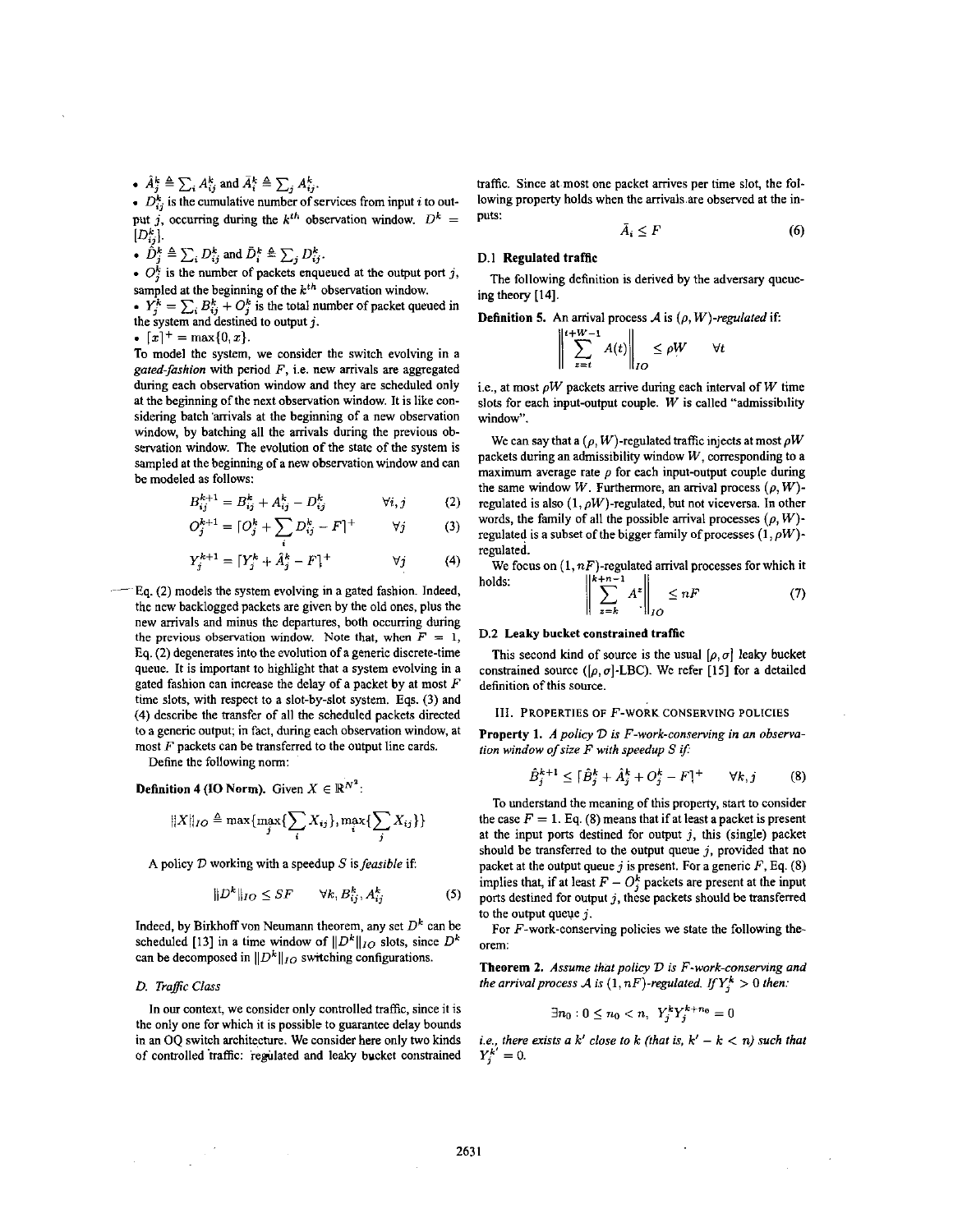- $\hat{A}_j^k \triangleq \sum_i A_{ij}^k$ and $\bar{A}_i^k \triangleq \sum_j A_{ij}^k$.
- $D_{ij}^k$ is the cumulative number of services from input $i$ to output $j$, occurring during the $k^{th}$ observation window. $D^k = [D_{ij}^k]$.
- $\hat{D}_j^k \triangleq \sum_i D_{ij}^k$ and $\bar{D}_i^k \triangleq \sum_j D_{ij}^k$.
- $O_j^k$ is the number of packets enqueued at the output port $j$, sampled at the beginning of the $k^{th}$ observation window.
- $Y_j^k = \sum_i B_{ij}^k + O_j^k$ is the total number of packet queued in the system and destined to output $j$.
- $\lceil x \rceil^+ = \max\{0, x\}$.

To model the system, we consider the switch evolving in a *gated-fashion* with period $F$, i.e. new arrivals are aggregated during each observation window and they are scheduled only at the beginning of the next observation window. It is like considering batch arrivals at the beginning of a new observation window, by batching all the arrivals during the previous observation window. The evolution of the state of the system is sampled at the beginning of a new observation window and can be modeled as follows:

$$B_{ij}^{k+1} = B_{ij}^k + A_{ij}^k - D_{ij}^k \qquad \forall i,j \tag{2}$$

$$O_j^{k+1} = \lceil O_j^k + \sum_i D_{ij}^k - F \rceil^+ \qquad \forall j \tag{3}$$

$$Y_j^{k+1} = \lceil Y_j^k + \hat{A}_j^k - F \rceil^+ \qquad \forall j \tag{4}$$

Eq. (2) models the system evolving in a gated fashion. Indeed, the new backlogged packets are given by the old ones, plus the new arrivals and minus the departures, both occurring during the previous observation window. Note that, when $F = 1$, Eq. (2) degenerates into the evolution of a generic discrete-time queue. It is important to highlight that a system evolving in a gated fashion can increase the delay of a packet by at most $F$ time slots, with respect to a slot-by-slot system. Eqs. (3) and (4) describe the transfer of all the scheduled packets directed to a generic output; in fact, during each observation window, at most $F$ packets can be transferred to the output line cards.

Define the following norm:

**Definition 4 (IO Norm).** Given $X \in \mathbb{R}^{N^2}$:

$$\|X\|_{IO} \triangleq \max\{\max_j\{\sum_i X_{ij}\}, \max_i\{\sum_j X_{ij}\}\}$$

A policy $\mathcal{D}$ working with a speedup $S$ is *feasible* if:

$$\|D^k\|_{IO} \leq SF \qquad \forall k, B_{ij}^k, A_{ij}^k \tag{5}$$

Indeed, by Birkhoff von Neumann theorem, any set $D^k$ can be scheduled [13] in a time window of $\|D^k\|_{IO}$ slots, since $D^k$ can be decomposed in $\|D^k\|_{IO}$ switching configurations.

### D. Traffic Class

In our context, we consider only controlled traffic, since it is the only one for which it is possible to guarantee delay bounds in an OQ switch architecture. We consider here only two kinds of controlled traffic: regulated and leaky bucket constrained traffic. Since at most one packet arrives per time slot, the following property holds when the arrivals are observed at the inputs:

$$\bar{A}_i \leq F \tag{6}$$

#### D.1 Regulated traffic

The following definition is derived by the adversary queueing theory [14].

**Definition 5.** An arrival process $\mathcal{A}$ is $(\rho, W)$*-regulated* if:

$$\left\| \sum_{z=t}^{t+W-1} A(t) \right\|_{IO} \leq \rho W \qquad \forall t$$

i.e., at most $\rho W$ packets arrive during each interval of $W$ time slots for each input-output couple. $W$ is called "admissibility window".

We can say that a $(\rho, W)$-regulated traffic injects at most $\rho W$ packets during an admissibility window $W$, corresponding to a maximum average rate $\rho$ for each input-output couple during the same window $W$. Furthermore, an arrival process $(\rho, W)$-regulated is also $(1, \rho W)$-regulated, but not viceversa. In other words, the family of all the possible arrival processes $(\rho, W)$-regulated is a subset of the bigger family of processes $(1, \rho W)$-regulated.

We focus on $(1, nF)$-regulated arrival processes for which it holds:

$$\left\| \sum_{z=k}^{k+n-1} A^z \right\|_{IO} \leq nF \tag{7}$$

#### D.2 Leaky bucket constrained traffic

This second kind of source is the usual $[\rho, \sigma]$ leaky bucket constrained source ($[\rho, \sigma]$-LBC). We refer [15] for a detailed definition of this source.

## III. Properties of $F$-work conserving policies

**Property 1.** *A policy $\mathcal{D}$ is $F$-work-conserving in an observation window of size $F$ with speedup $S$ if:*

$$\hat{B}_j^{k+1} \leq \lceil \hat{B}_j^k + \hat{A}_j^k + O_j^k - F \rceil^+ \qquad \forall k, j \tag{8}$$

To understand the meaning of this property, start to consider the case $F = 1$. Eq. (8) means that if at least a packet is present at the input ports destined for output $j$, this (single) packet should be transferred to the output queue $j$, provided that no packet at the output queue $j$ is present. For a generic $F$, Eq. (8) implies that, if at least $F - O_j^k$ packets are present at the input ports destined for output $j$, these packets should be transferred to the output queue $j$.

For $F$-work-conserving policies we state the following theorem:

**Theorem 2.** *Assume that policy $\mathcal{D}$ is $F$-work-conserving and the arrival process $\mathcal{A}$ is $(1, nF)$-regulated. If $Y_j^k > 0$ then:*

$$\exists n_0 : 0 \leq n_0 < n, \; Y_j^k Y_j^{k+n_0} = 0$$

*i.e., there exists a $k'$ close to $k$ (that is, $k' - k < n$) such that $Y_j^{k'} = 0$.*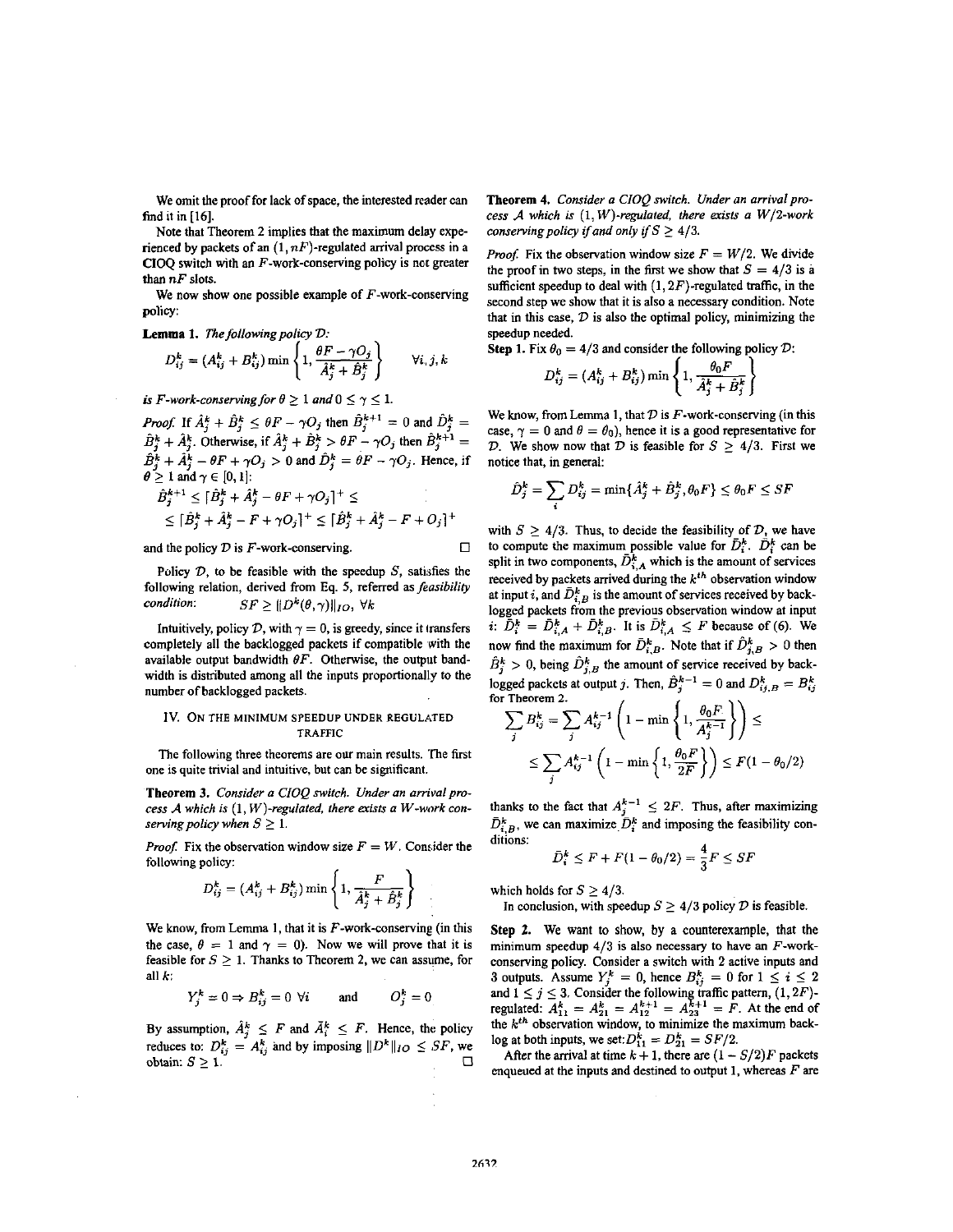We omit the proof for lack of space, the interested reader can find it in [16].

Note that Theorem 2 implies that the maximum delay experienced by packets of an $(1, nF)$-regulated arrival process in a CIOQ switch with an $F$-work-conserving policy is not greater than $nF$ slots.

We now show one possible example of $F$-work-conserving policy:

**Lemma 1.** *The following policy $\mathcal{D}$:*

$$D_{ij}^k = (A_{ij}^k + B_{ij}^k) \min\left\{1, \frac{\theta F - \gamma O_j}{\hat{A}_j^k + \hat{B}_j^k}\right\} \qquad \forall i, j, k$$

*is $F$-work-conserving for $\theta \geq 1$ and $0 \leq \gamma \leq 1$.*

*Proof.* If $\hat{A}_j^k + \hat{B}_j^k \leq \theta F - \gamma O_j$ then $\hat{B}_j^{k+1} = 0$ and $\hat{D}_j^k = \hat{B}_j^k + \hat{A}_j^k$. Otherwise, if $\hat{A}_j^k + \hat{B}_j^k > \theta F - \gamma O_j$ then $\hat{B}_j^{k+1} = \hat{B}_j^k + \hat{A}_j^k - \theta F + \gamma O_j > 0$ and $\hat{D}_j^k = \theta F - \gamma O_j$. Hence, if $\theta \geq 1$ and $\gamma \in [0, 1]$:

$$\hat{B}_j^{k+1} \leq [\hat{B}_j^k + \hat{A}_j^k - \theta F + \gamma O_j]^+ \leq$$
$$\leq [\hat{B}_j^k + \hat{A}_j^k - F + \gamma O_j]^+ \leq [\hat{B}_j^k + \hat{A}_j^k - F + O_j]^+$$

and the policy $\mathcal{D}$ is $F$-work-conserving. □

Policy $\mathcal{D}$, to be feasible with the speedup $S$, satisfies the following relation, derived from Eq. 5, referred as *feasibility condition*: $\quad SF \geq \|D^k(\theta, \gamma)\|_{IO}, \ \forall k$

Intuitively, policy $\mathcal{D}$, with $\gamma = 0$, is greedy, since it transfers completely all the backlogged packets if compatible with the available output bandwidth $\theta F$. Otherwise, the output bandwidth is distributed among all the inputs proportionally to the number of backlogged packets.

## IV. On the minimum speedup under regulated traffic

The following three theorems are our main results. The first one is quite trivial and intuitive, but can be significant.

**Theorem 3.** *Consider a CIOQ switch. Under an arrival process $\mathcal{A}$ which is $(1, W)$-regulated, there exists a $W$-work conserving policy when $S \geq 1$.*

*Proof.* Fix the observation window size $F = W$. Consider the following policy:

$$D_{ij}^k = (A_{ij}^k + B_{ij}^k) \min\left\{1, \frac{F}{\hat{A}_j^k + \hat{B}_j^k}\right\}$$

We know, from Lemma 1, that it is $F$-work-conserving (in this the case, $\theta = 1$ and $\gamma = 0$). Now we will prove that it is feasible for $S \geq 1$. Thanks to Theorem 2, we can assume, for all $k$:

$$Y_j^k = 0 \Rightarrow B_{ij}^k = 0 \ \forall i \qquad \text{and} \qquad O_j^k = 0$$

By assumption, $\hat{A}_j^k \leq F$ and $\bar{A}_i^k \leq F$. Hence, the policy reduces to: $D_{ij}^k = A_{ij}^k$ and by imposing $\|D^k\|_{IO} \leq SF$, we obtain: $S \geq 1$. □

**Theorem 4.** *Consider a CIOQ switch. Under an arrival process $\mathcal{A}$ which is $(1, W)$-regulated, there exists a $W/2$-work conserving policy if and only if $S \geq 4/3$.*

*Proof.* Fix the observation window size $F = W/2$. We divide the proof in two steps, in the first we show that $S = 4/3$ is a sufficient speedup to deal with $(1, 2F)$-regulated traffic, in the second step we show that it is also a necessary condition. Note that in this case, $\mathcal{D}$ is also the optimal policy, minimizing the speedup needed.

**Step 1.** Fix $\theta_0 = 4/3$ and consider the following policy $\mathcal{D}$:

$$D_{ij}^k = (A_{ij}^k + B_{ij}^k) \min\left\{1, \frac{\theta_0 F}{\hat{A}_j^k + \hat{B}_j^k}\right\}$$

We know, from Lemma 1, that $\mathcal{D}$ is $F$-work-conserving (in this case, $\gamma = 0$ and $\theta = \theta_0$), hence it is a good representative for $\mathcal{D}$. We show now that $\mathcal{D}$ is feasible for $S \geq 4/3$. First we notice that, in general:

$$\hat{D}_j^k = \sum_i D_{ij}^k = \min\{\hat{A}_j^k + \hat{B}_j^k, \theta_0 F\} \leq \theta_0 F \leq SF$$

with $S \geq 4/3$. Thus, to decide the feasibility of $\mathcal{D}$, we have to compute the maximum possible value for $\bar{D}_i^k$. $\bar{D}_i^k$ can be split in two components, $\bar{D}_{i,A}^k$ which is the amount of services received by packets arrived during the $k^{th}$ observation window at input $i$, and $\bar{D}_{i,B}^k$ is the amount of services received by backlogged packets from the previous observation window at input $i$: $\bar{D}_i^k = \bar{D}_{i,A}^k + \bar{D}_{i,B}^k$. It is $\bar{D}_{i,A}^k \leq F$ because of (6). We now find the maximum for $\bar{D}_{i,B}^k$. Note that if $\hat{D}_{j,B}^k > 0$ then $\hat{B}_j^k > 0$, being $\hat{D}_{j,B}^k$ the amount of service received by backlogged packets at output $j$. Then, $\hat{B}_j^{k-1} = 0$ and $D_{ij,B}^k = B_{ij}^k$ for Theorem 2.

$$\sum_j B_{ij}^k = \sum_j A_{ij}^{k-1}\left(1 - \min\left\{1, \frac{\theta_0 F}{\hat{A}_j^{k-1}}\right\}\right) \leq$$
$$\leq \sum_j A_{ij}^{k-1}\left(1 - \min\left\{1, \frac{\theta_0 F}{2F}\right\}\right) \leq F(1 - \theta_0/2)$$

thanks to the fact that $\hat{A}_j^{k-1} \leq 2F$. Thus, after maximizing $\bar{D}_{i,B}^k$, we can maximize $\bar{D}_i^k$ and imposing the feasibility conditions:

$$\bar{D}_i^k \leq F + F(1 - \theta_0/2) = \frac{4}{3}F \leq SF$$

which holds for $S \geq 4/3$.

In conclusion, with speedup $S \geq 4/3$ policy $\mathcal{D}$ is feasible.

**Step 2.** We want to show, by a counterexample, that the minimum speedup $4/3$ is also necessary to have an $F$-work-conserving policy. Consider a switch with 2 active inputs and 3 outputs. Assume $Y_j^k = 0$, hence $B_{ij}^k = 0$ for $1 \leq i \leq 2$ and $1 \leq j \leq 3$. Consider the following traffic pattern, $(1, 2F)$-regulated: $A_{11}^k = A_{21}^k = A_{12}^{k+1} = A_{23}^{k+1} = F$. At the end of the $k^{th}$ observation window, to minimize the maximum backlog at both inputs, we set: $D_{11}^k = D_{21}^k = SF/2$.

After the arrival at time $k+1$, there are $(1 - S/2)F$ packets enqueued at the inputs and destined to output 1, whereas $F$ are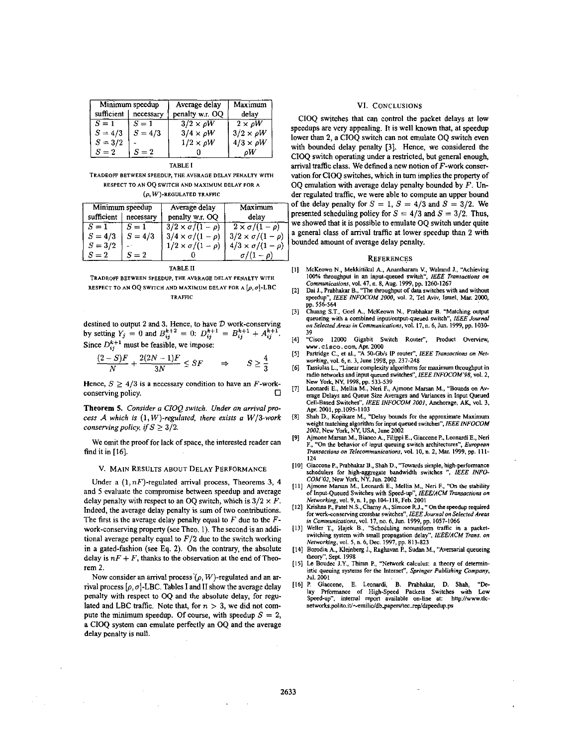| Minimum speedup | | Average delay | Maximum |
|---|---|---|---|
| sufficient | necessary | penalty w.r. OQ | delay |
| $S = 1$ | $S = 1$ | $3/2 \times \rho W$ | $2 \times \rho W$ |
| $S = 4/3$ | $S = 4/3$ | $3/4 \times \rho W$ | $3/2 \times \rho W$ |
| $S = 3/2$ | - | $1/2 \times \rho W$ | $4/3 \times \rho W$ |
| $S = 2$ | $S = 2$ | 0 | $\rho W$ |

TABLE I

TRADEOFF BETWEEN SPEEDUP, THE AVERAGE DELAY PENALTY WITH RESPECT TO AN OQ SWITCH AND MAXIMUM DELAY FOR A $(\rho, W)$-REGULATED TRAFFIC

| Minimum speedup | | Average delay | Maximum |
|---|---|---|---|
| sufficient | necessary | penalty w.r. OQ | delay |
| $S = 1$ | $S = 1$ | $3/2 \times \sigma/(1-\rho)$ | $2 \times \sigma/(1-\rho)$ |
| $S = 4/3$ | $S = 4/3$ | $3/4 \times \sigma/(1-\rho)$ | $3/2 \times \sigma/(1-\rho)$ |
| $S = 3/2$ | - | $1/2 \times \sigma/(1-\rho)$ | $4/3 \times \sigma/(1-\rho)$ |
| $S = 2$ | $S = 2$ | 0 | $\sigma/(1-\rho)$ |

TABLE II

TRADEOFF BETWEEN SPEEDUP, THE AVERAGE DELAY PENALTY WITH RESPECT TO AN OQ SWITCH AND MAXIMUM DELAY FOR A $[\rho, \sigma]$-LBC TRAFFIC

destined to output 2 and 3. Hence, to have $\mathcal{D}$ work-conserving by setting $Y_j = 0$ and $B_{ij}^{k+2} = 0$: $D_{ij}^{k+1} = B_{ij}^{k+1} + A_{ij}^{k+1}$. Since $D_{ij}^{k+1}$ must be feasible, we impose:

$$\frac{(2-S)F}{N} + \frac{2(2N-1)F}{3N} \leq SF \qquad \Rightarrow \qquad S \geq \frac{4}{3}$$

Hence, $S \geq 4/3$ is a necessary condition to have an $F$-work-conserving policy. □

**Theorem 5.** *Consider a CIOQ switch. Under an arrival process $\mathcal{A}$ which is $(1, W)$-regulated, there exists a $W/3$-work conserving policy, if $S \geq 3/2$.*

We omit the proof for lack of space, the interested reader can find it in [16].

## V. MAIN RESULTS ABOUT DELAY PERFORMANCE

Under a $(1, nF)$-regulated arrival process, Theorems 3, 4 and 5 evaluate the compromise between speedup and average delay penalty with respect to an OQ switch, which is $3/2 \times F$. Indeed, the average delay penalty is sum of two contributions. The first is the average delay penalty equal to $F$ due to the $F$-work-conserving property (see Theo. 1). The second is an additional average penalty equal to $F/2$ due to the switch working in a gated-fashion (see Eq. 2). On the contrary, the absolute delay is $nF + F$, thanks to the observation at the end of Theorem 2.

Now consider an arrival process $(\rho, W)$-regulated and an arrival process $[\rho, \sigma]$-LBC. Tables I and II show the average delay penalty with respect to OQ and the absolute delay, for regulated and LBC traffic. Note that, for $n > 3$, we did not compute the minimum speedup. Of course, with speedup $S = 2$, a CIOQ system can emulate perfectly an OQ and the average delay penalty is null.

## VI. CONCLUSIONS

CIOQ switches that can control the packet delays at low speedups are very appealing. It is well known that, at speedup lower than 2, a CIOQ switch can not emulate OQ switch even with bounded delay penalty [3]. Hence, we considered the CIOQ switch operating under a restricted, but general enough, arrival traffic class. We defined a new notion of $F$-work conservation for CIOQ switches, which in turn implies the property of OQ emulation with average delay penalty bounded by $F$. Under regulated traffic, we were able to compute an upper bound of the delay penalty for $S = 1$, $S = 4/3$ and $S = 3/2$. We presented scheduling policy for $S = 4/3$ and $S = 3/2$. Thus, we showed that it is possible to emulate OQ switch under quite a general class of arrival traffic at lower speedup than 2 with bounded amount of average delay penalty.

## REFERENCES

[1] McKeown N., Mekkittikul A., Anantharam V., Walrand J., "Achieving 100% throughput in an input-queued switch", *IEEE Transactions on Communications*, vol. 47, n. 8, Aug. 1999, pp. 1260-1267

[2] Dai J., Prabhakar B., "The throughput of data switches with and without speedup", *IEEE INFOCOM 2000*, vol. 2, Tel Aviv, Israel, Mar. 2000, pp. 556-564

[3] Chuang S.T., Goel A., McKeown N., Prabhakar B. "Matching output queueing with a combined input/output-queued switch", *IEEE Journal on Selected Areas in Communications*, vol. 17, n. 6, Jun. 1999, pp. 1030-39

[4] "Cisco 12000 Gigabit Switch Router", Product Overview, www.cisco.com, Apr. 2000

[5] Partridge C., et al., "A 50-Gb/s IP router", *IEEE Transactions on Networking*, vol. 6, n. 3, June 1998, pp. 237-248

[6] Tassiulas L., "Linear complexity algorithms for maximum throughput in radio networks and input queued switches", *IEEE INFOCOM'98*, vol. 2, New York, NY, 1998, pp. 533-539

[7] Leonardi E., Mellia M., Neri F., Ajmone Marsan M., "Bounds on Average Delays and Queue Size Averages and Variances in Input Queued Cell-Based Switches", *IEEE INFOCOM 2001*, Anchorage, AK, vol. 3, Apr. 2001, pp.1095-1103

[8] Shah D., Kopikare M., "Delay bounds for the approximate Maximum weight matching algorithm for input queued switches", *IEEE INFOCOM 2002*, New York, NY, USA, June 2002

[9] Ajmone Marsan M., Bianco A., Filippi E., Giaccone P., Leonardi E., Neri F., "On the behavior of input queuing switch architectures", *European Transactions on Telecommunications*, vol. 10, n. 2, Mar. 1999, pp. 111-124

[10] Giaccone P., Prabhakar B., Shah D., "Towards simple, high-performance schedulers for high-aggregate bandwidth switches", *IEEE INFOCOM'02*, New York, NY, Jun. 2002

[11] Ajmone Marsan M., Leonardi E., Mellia M., Neri F., "On the stability of Input-Queued Switches with Speed-up", *IEEE/ACM Transactions on Networking*, vol. 9, n. 1, pp.104-118, Feb. 2001

[12] Krishna P., Patel N.S., Charny A., Simcoe R.J., "On the speedup required for work-conserving crossbar switches", *IEEE Journal on Selected Areas in Communications*, vol. 17, no. 6, Jun. 1999, pp. 1057-1066

[13] Weller T., Hajek B., "Scheduling nonuniform traffic in a packet-switching system with small propagation delay", *IEEE/ACM Trans. on Networking*, vol. 5, n. 6, Dec. 1997, pp. 813-823

[14] Borodin A., Kleinberg J., Raghavan P., Sudan M., "Aversarial queueing theory", Sept. 1998

[15] Le Boudec J.Y., Thiran P., "Network calculus: a theory of deterministic queuing systems for the Internet", *Springer Publishing Company*, Jul. 2001

[16] P. Giaccone, E. Leonardi, B. Prabhakar, D. Shah, "Delay Prformance of High-Speed Packets Switches with Low Speed-up", internal report available on-line at: http://www.tlc-networks.polito.it/~emilio/db_papers/tec_rep/dspeedup.ps